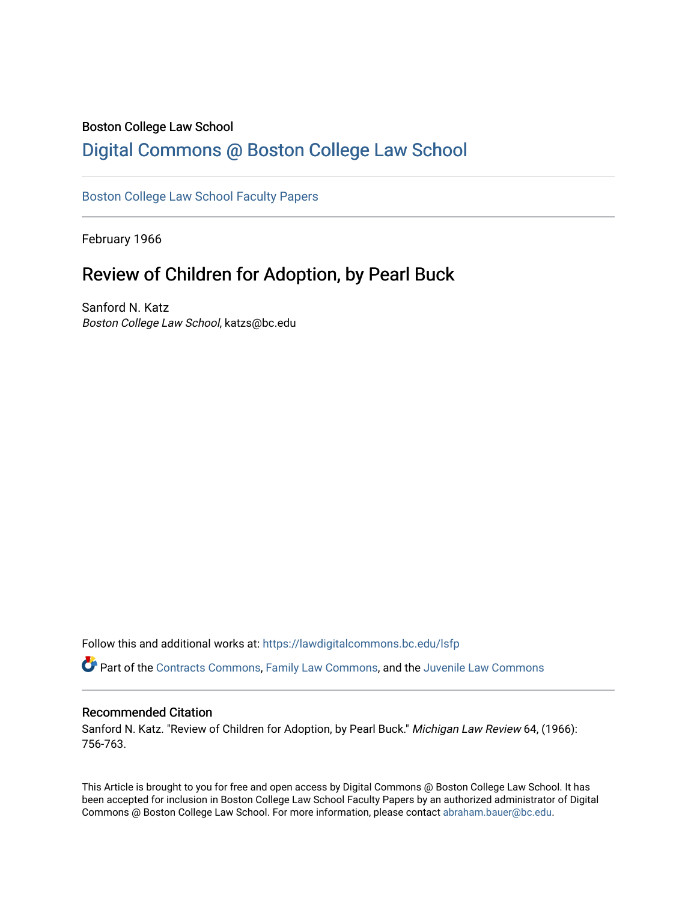Boston College Law School

# Digital Commons @ Boston College Law School

Boston College Law School Faculty Papers

February 1966

## Review of Children for Adoption, by Pearl Buck

Sanford N. Katz
*Boston College Law School*, katzs@bc.edu

Follow this and additional works at: https://lawdigitalcommons.bc.edu/lsfp

Part of the Contracts Commons, Family Law Commons, and the Juvenile Law Commons

### Recommended Citation

Sanford N. Katz. "Review of Children for Adoption, by Pearl Buck." *Michigan Law Review* 64, (1966): 756-763.

This Article is brought to you for free and open access by Digital Commons @ Boston College Law School. It has been accepted for inclusion in Boston College Law School Faculty Papers by an authorized administrator of Digital Commons @ Boston College Law School. For more information, please contact abraham.bauer@bc.edu.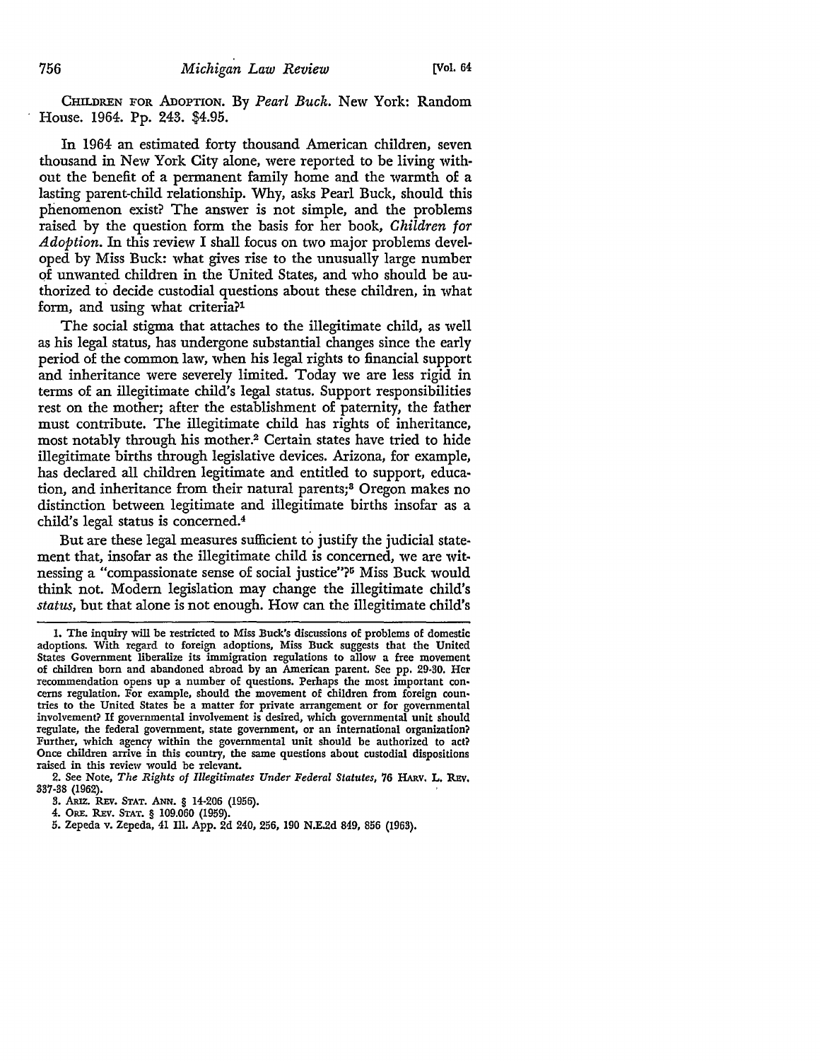CHILDREN FOR ADOPTION. By *Pearl Buck*. New York: Random House. 1964. Pp. 243. $4.95.

In 1964 an estimated forty thousand American children, seven thousand in New York City alone, were reported to be living without the benefit of a permanent family home and the warmth of a lasting parent-child relationship. Why, asks Pearl Buck, should this phenomenon exist? The answer is not simple, and the problems raised by the question form the basis for her book, *Children for Adoption*. In this review I shall focus on two major problems developed by Miss Buck: what gives rise to the unusually large number of unwanted children in the United States, and who should be authorized to decide custodial questions about these children, in what form, and using what criteria?[1]

The social stigma that attaches to the illegitimate child, as well as his legal status, has undergone substantial changes since the early period of the common law, when his legal rights to financial support and inheritance were severely limited. Today we are less rigid in terms of an illegitimate child's legal status. Support responsibilities rest on the mother; after the establishment of paternity, the father must contribute. The illegitimate child has rights of inheritance, most notably through his mother.[2] Certain states have tried to hide illegitimate births through legislative devices. Arizona, for example, has declared all children legitimate and entitled to support, education, and inheritance from their natural parents;[3] Oregon makes no distinction between legitimate and illegitimate births insofar as a child's legal status is concerned.[4]

But are these legal measures sufficient to justify the judicial statement that, insofar as the illegitimate child is concerned, we are witnessing a "compassionate sense of social justice"?[5] Miss Buck would think not. Modern legislation may change the illegitimate child's *status*, but that alone is not enough. How can the illegitimate child's

---

1. The inquiry will be restricted to Miss Buck's discussions of problems of domestic adoptions. With regard to foreign adoptions, Miss Buck suggests that the United States Government liberalize its immigration regulations to allow a free movement of children born and abandoned abroad by an American parent. See pp. 29-30. Her recommendation opens up a number of questions. Perhaps the most important concerns regulation. For example, should the movement of children from foreign countries to the United States be a matter for private arrangement or for governmental involvement? If governmental involvement is desired, which governmental unit should regulate, the federal government, state government, or an international organization? Further, which agency within the governmental unit should be authorized to act? Once children arrive in this country, the same questions about custodial dispositions raised in this review would be relevant.

2. See Note, *The Rights of Illegitimates Under Federal Statutes*, 76 HARV. L. REV. 337-38 (1962).

3. ARIZ. REV. STAT. ANN. § 14-206 (1956).

4. ORE. REV. STAT. § 109.060 (1959).

5. Zepeda v. Zepeda, 41 Ill. App. 2d 240, 256, 190 N.E.2d 849, 856 (1963).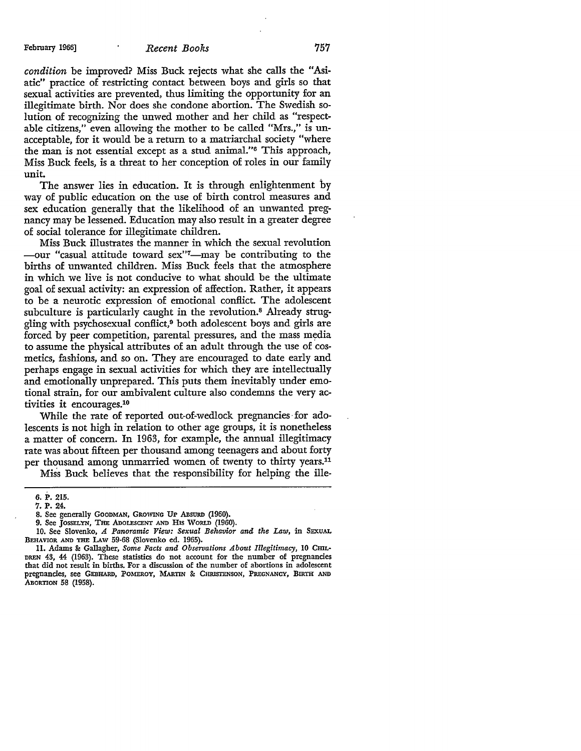*condition* be improved? Miss Buck rejects what she calls the "Asiatic" practice of restricting contact between boys and girls so that sexual activities are prevented, thus limiting the opportunity for an illegitimate birth. Nor does she condone abortion. The Swedish solution of recognizing the unwed mother and her child as "respectable citizens," even allowing the mother to be called "Mrs.," is unacceptable, for it would be a return to a matriarchal society "where the man is not essential except as a stud animal."[6] This approach, Miss Buck feels, is a threat to her conception of roles in our family unit.

The answer lies in education. It is through enlightenment by way of public education on the use of birth control measures and sex education generally that the likelihood of an unwanted pregnancy may be lessened. Education may also result in a greater degree of social tolerance for illegitimate children.

Miss Buck illustrates the manner in which the sexual revolution —our "casual attitude toward sex"[7]—may be contributing to the births of unwanted children. Miss Buck feels that the atmosphere in which we live is not conducive to what should be the ultimate goal of sexual activity: an expression of affection. Rather, it appears to be a neurotic expression of emotional conflict. The adolescent subculture is particularly caught in the revolution.[8] Already struggling with psychosexual conflict,[9] both adolescent boys and girls are forced by peer competition, parental pressures, and the mass media to assume the physical attributes of an adult through the use of cosmetics, fashions, and so on. They are encouraged to date early and perhaps engage in sexual activities for which they are intellectually and emotionally unprepared. This puts them inevitably under emotional strain, for our ambivalent culture also condemns the very activities it encourages.[10]

While the rate of reported out-of-wedlock pregnancies for adolescents is not high in relation to other age groups, it is nonetheless a matter of concern. In 1963, for example, the annual illegitimacy rate was about fifteen per thousand among teenagers and about forty per thousand among unmarried women of twenty to thirty years.[11]

Miss Buck believes that the responsibility for helping the ille-

---

6. P. 215.

7. P. 24.

8. See generally GOODMAN, GROWING UP ABSURD (1960).

9. See JOSSELYN, THE ADOLESCENT AND HIS WORLD (1960).

10. See Slovenko, *A Panoramic View: Sexual Behavior and the Law*, in SEXUAL BEHAVIOR AND THE LAW 59-68 (Slovenko ed. 1965).

11. Adams & Gallagher, *Some Facts and Observations About Illegitimacy*, 10 CHILDREN 43, 44 (1963). These statistics do not account for the number of pregnancies that did not result in births. For a discussion of the number of abortions in adolescent pregnancies, see GEBHARD, POMEROY, MARTIN & CHRISTENSON, PREGNANCY, BIRTH AND ABORTION 58 (1958).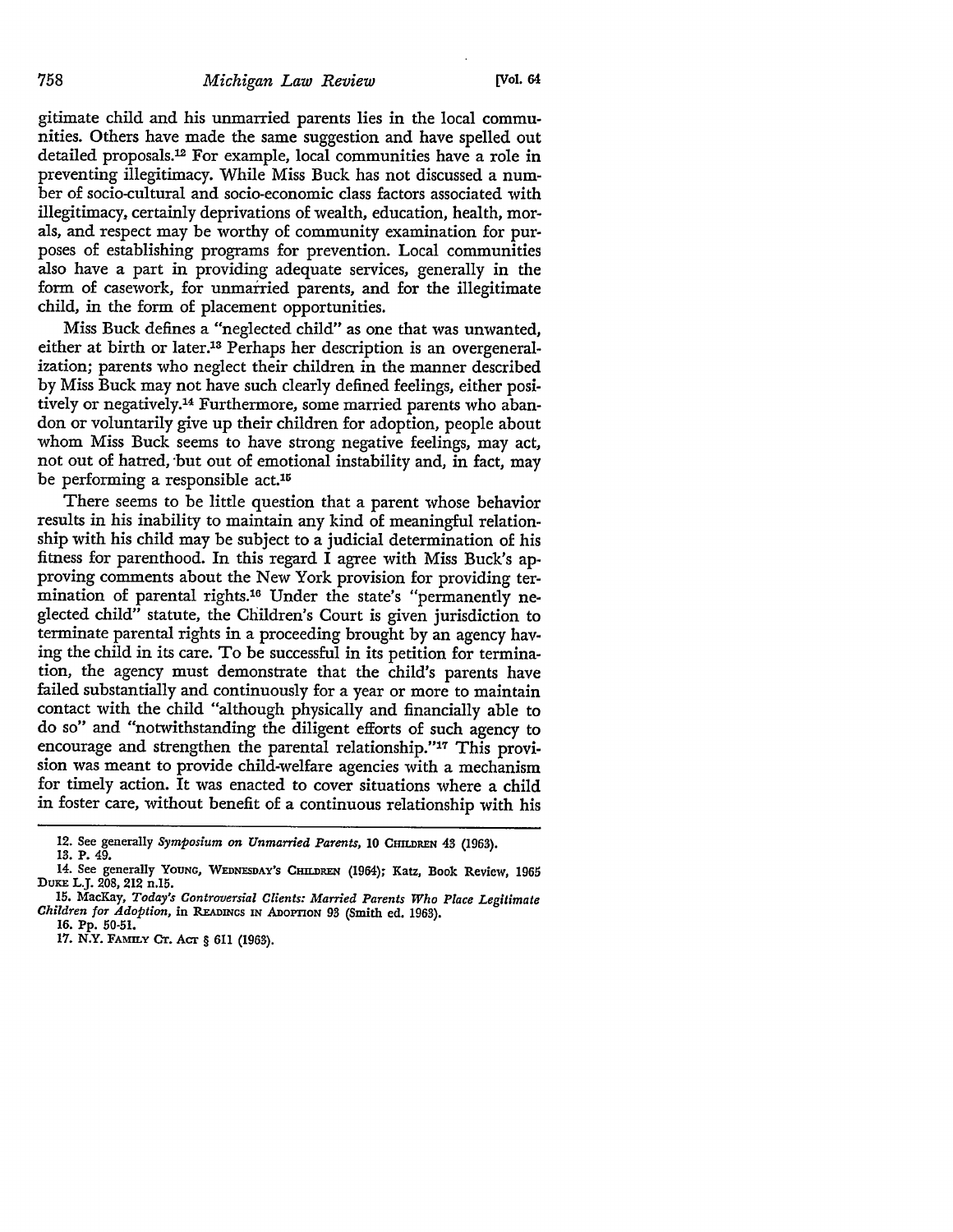gitimate child and his unmarried parents lies in the local communities. Others have made the same suggestion and have spelled out detailed proposals.[12] For example, local communities have a role in preventing illegitimacy. While Miss Buck has not discussed a number of socio-cultural and socio-economic class factors associated with illegitimacy, certainly deprivations of wealth, education, health, morals, and respect may be worthy of community examination for purposes of establishing programs for prevention. Local communities also have a part in providing adequate services, generally in the form of casework, for unmarried parents, and for the illegitimate child, in the form of placement opportunities.

Miss Buck defines a "neglected child" as one that was unwanted, either at birth or later.[13] Perhaps her description is an overgeneralization; parents who neglect their children in the manner described by Miss Buck may not have such clearly defined feelings, either positively or negatively.[14] Furthermore, some married parents who abandon or voluntarily give up their children for adoption, people about whom Miss Buck seems to have strong negative feelings, may act, not out of hatred, but out of emotional instability and, in fact, may be performing a responsible act.[15]

There seems to be little question that a parent whose behavior results in his inability to maintain any kind of meaningful relationship with his child may be subject to a judicial determination of his fitness for parenthood. In this regard I agree with Miss Buck's approving comments about the New York provision for providing termination of parental rights.[16] Under the state's "permanently neglected child" statute, the Children's Court is given jurisdiction to terminate parental rights in a proceeding brought by an agency having the child in its care. To be successful in its petition for termination, the agency must demonstrate that the child's parents have failed substantially and continuously for a year or more to maintain contact with the child "although physically and financially able to do so" and "notwithstanding the diligent efforts of such agency to encourage and strengthen the parental relationship."[17] This provision was meant to provide child-welfare agencies with a mechanism for timely action. It was enacted to cover situations where a child in foster care, without benefit of a continuous relationship with his

---

12. See generally *Symposium on Unmarried Parents*, 10 CHILDREN 43 (1963).

13. P. 49.

14. See generally YOUNG, WEDNESDAY'S CHILDREN (1964); Katz, Book Review, 1965 DUKE L.J. 208, 212 n.15.

15. MacKay, *Today's Controversial Clients: Married Parents Who Place Legitimate Children for Adoption*, in READINGS IN ADOPTION 93 (Smith ed. 1963).

16. Pp. 50-51.

17. N.Y. FAMILY CT. ACT § 611 (1963).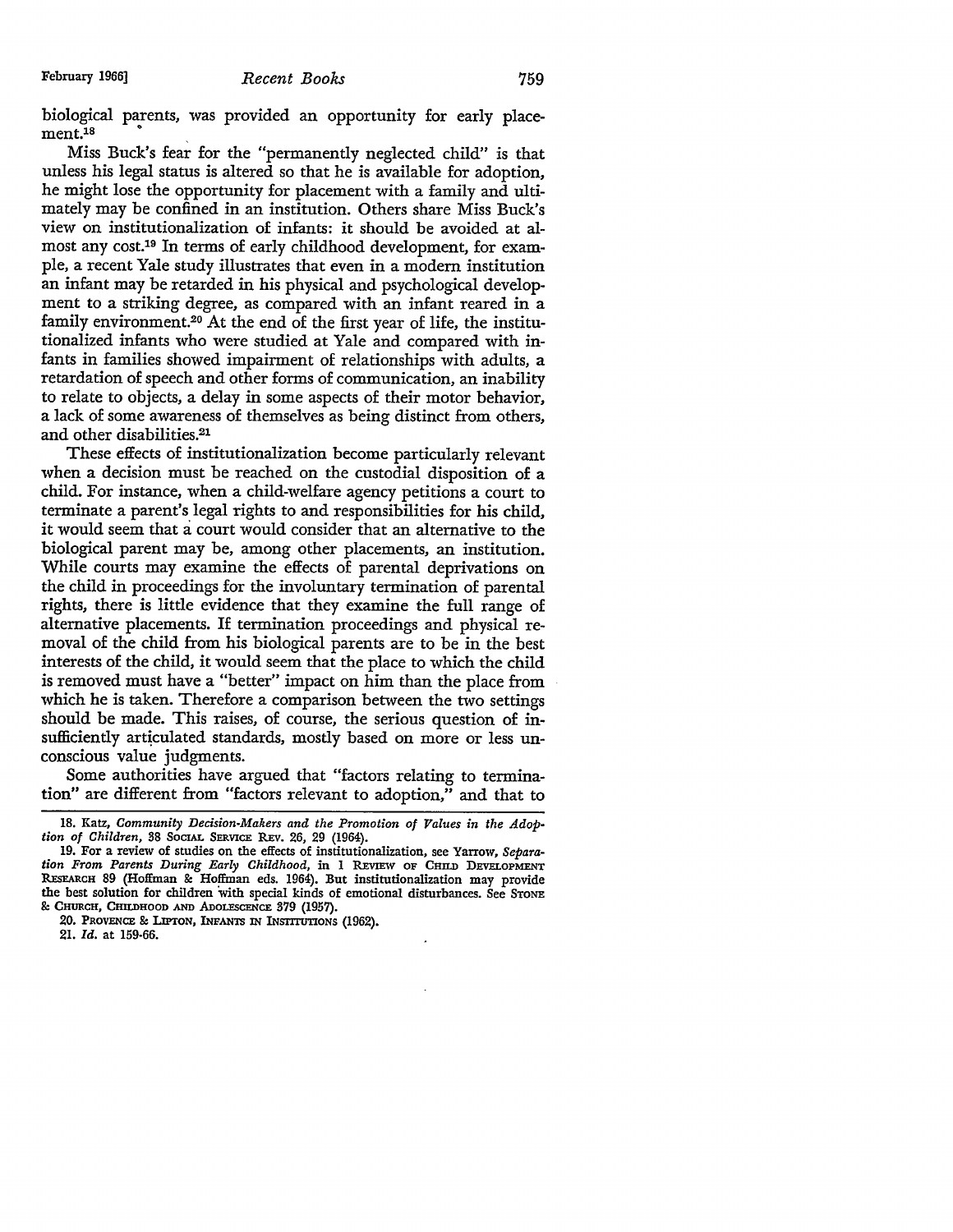biological parents, was provided an opportunity for early placement.[18]

Miss Buck's fear for the "permanently neglected child" is that unless his legal status is altered so that he is available for adoption, he might lose the opportunity for placement with a family and ultimately may be confined in an institution. Others share Miss Buck's view on institutionalization of infants: it should be avoided at almost any cost.[19] In terms of early childhood development, for example, a recent Yale study illustrates that even in a modern institution an infant may be retarded in his physical and psychological development to a striking degree, as compared with an infant reared in a family environment.[20] At the end of the first year of life, the institutionalized infants who were studied at Yale and compared with infants in families showed impairment of relationships with adults, a retardation of speech and other forms of communication, an inability to relate to objects, a delay in some aspects of their motor behavior, a lack of some awareness of themselves as being distinct from others, and other disabilities.[21]

These effects of institutionalization become particularly relevant when a decision must be reached on the custodial disposition of a child. For instance, when a child-welfare agency petitions a court to terminate a parent's legal rights to and responsibilities for his child, it would seem that a court would consider that an alternative to the biological parent may be, among other placements, an institution. While courts may examine the effects of parental deprivations on the child in proceedings for the involuntary termination of parental rights, there is little evidence that they examine the full range of alternative placements. If termination proceedings and physical removal of the child from his biological parents are to be in the best interests of the child, it would seem that the place to which the child is removed must have a "better" impact on him than the place from which he is taken. Therefore a comparison between the two settings should be made. This raises, of course, the serious question of insufficiently articulated standards, mostly based on more or less unconscious value judgments.

Some authorities have argued that "factors relating to termination" are different from "factors relevant to adoption," and that to

---

18. Katz, *Community Decision-Makers and the Promotion of Values in the Adoption of Children*, 38 SOCIAL SERVICE REV. 26, 29 (1964).

19. For a review of studies on the effects of institutionalization, see Yarrow, *Separation From Parents During Early Childhood*, in 1 REVIEW OF CHILD DEVELOPMENT RESEARCH 89 (Hoffman & Hoffman eds. 1964). But institutionalization may provide the best solution for children with special kinds of emotional disturbances. See STONE & CHURCH, CHILDHOOD AND ADOLESCENCE 379 (1957).

20. PROVENCE & LIPTON, INFANTS IN INSTITUTIONS (1962).

21. *Id.* at 159-66.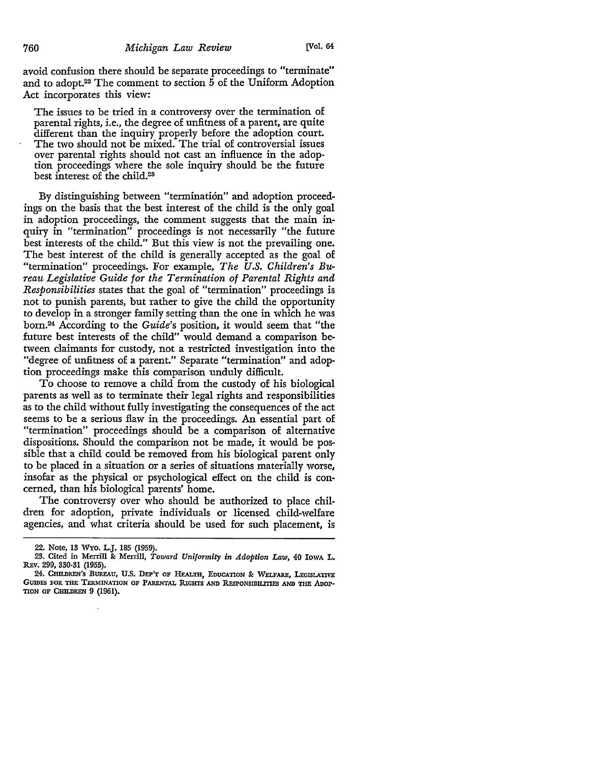avoid confusion there should be separate proceedings to "terminate" and to adopt.[22] The comment to section 5 of the Uniform Adoption Act incorporates this view:

> The issues to be tried in a controversy over the termination of parental rights, i.e., the degree of unfitness of a parent, are quite different than the inquiry properly before the adoption court. The two should not be mixed. The trial of controversial issues over parental rights should not cast an influence in the adoption proceedings where the sole inquiry should be the future best interest of the child.[23]

By distinguishing between "termination" and adoption proceedings on the basis that the best interest of the child is the only goal in adoption proceedings, the comment suggests that the main inquiry in "termination" proceedings is not necessarily "the future best interests of the child." But this view is not the prevailing one. The best interest of the child is generally accepted as the goal of "termination" proceedings. For example, *The U.S. Children's Bureau Legislative Guide for the Termination of Parental Rights and Responsibilities* states that the goal of "termination" proceedings is not to punish parents, but rather to give the child the opportunity to develop in a stronger family setting than the one in which he was born.[24] According to the *Guide's* position, it would seem that "the future best interests of the child" would demand a comparison between claimants for custody, not a restricted investigation into the "degree of unfitness of a parent." Separate "termination" and adoption proceedings make this comparison unduly difficult.

To choose to remove a child from the custody of his biological parents as well as to terminate their legal rights and responsibilities as to the child without fully investigating the consequences of the act seems to be a serious flaw in the proceedings. An essential part of "termination" proceedings should be a comparison of alternative dispositions. Should the comparison not be made, it would be possible that a child could be removed from his biological parent only to be placed in a situation or a series of situations materially worse, insofar as the physical or psychological effect on the child is concerned, than his biological parents' home.

The controversy over who should be authorized to place children for adoption, private individuals or licensed child-welfare agencies, and what criteria should be used for such placement, is

---

22. Note, 13 Wyo. L.J. 185 (1959).

23. Cited in Merrill & Merrill, *Toward Uniformity in Adoption Law*, 40 Iowa L. Rev. 299, 330-31 (1955).

24. Children's Bureau, U.S. Dep't of Health, Education & Welfare, Legislative Guides for the Termination of Parental Rights and Responsibilities and the Adoption of Children 9 (1961).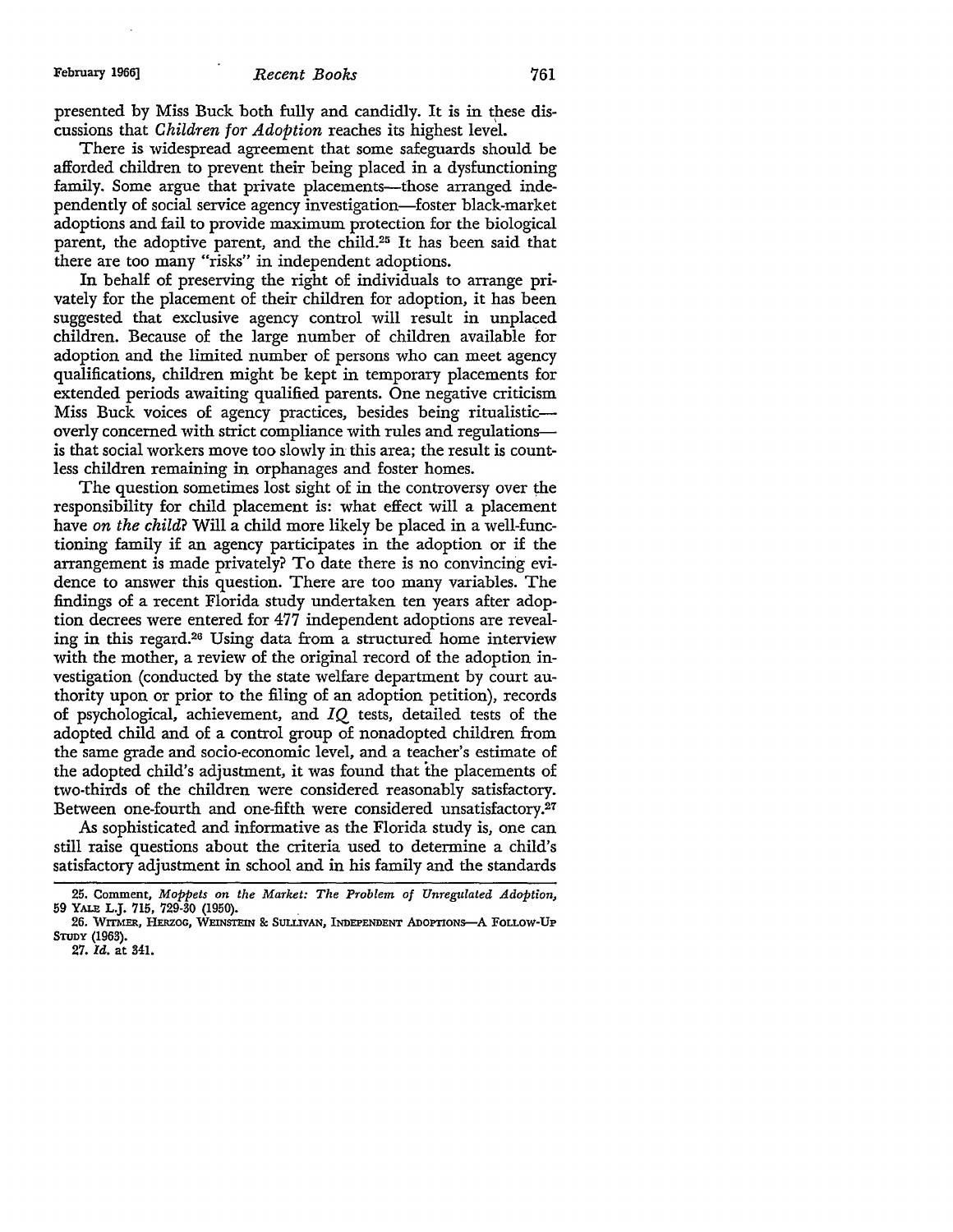presented by Miss Buck both fully and candidly. It is in these discussions that *Children for Adoption* reaches its highest level.

There is widespread agreement that some safeguards should be afforded children to prevent their being placed in a dysfunctioning family. Some argue that private placements—those arranged independently of social service agency investigation—foster black-market adoptions and fail to provide maximum protection for the biological parent, the adoptive parent, and the child.[25] It has been said that there are too many "risks" in independent adoptions.

In behalf of preserving the right of individuals to arrange privately for the placement of their children for adoption, it has been suggested that exclusive agency control will result in unplaced children. Because of the large number of children available for adoption and the limited number of persons who can meet agency qualifications, children might be kept in temporary placements for extended periods awaiting qualified parents. One negative criticism Miss Buck voices of agency practices, besides being ritualistic—overly concerned with strict compliance with rules and regulations—is that social workers move too slowly in this area; the result is countless children remaining in orphanages and foster homes.

The question sometimes lost sight of in the controversy over the responsibility for child placement is: what effect will a placement have *on the child*? Will a child more likely be placed in a well-functioning family if an agency participates in the adoption or if the arrangement is made privately? To date there is no convincing evidence to answer this question. There are too many variables. The findings of a recent Florida study undertaken ten years after adoption decrees were entered for 477 independent adoptions are revealing in this regard.[26] Using data from a structured home interview with the mother, a review of the original record of the adoption investigation (conducted by the state welfare department by court authority upon or prior to the filing of an adoption petition), records of psychological, achievement, and *IQ* tests, detailed tests of the adopted child and of a control group of nonadopted children from the same grade and socio-economic level, and a teacher's estimate of the adopted child's adjustment, it was found that the placements of two-thirds of the children were considered reasonably satisfactory. Between one-fourth and one-fifth were considered unsatisfactory.[27]

As sophisticated and informative as the Florida study is, one can still raise questions about the criteria used to determine a child's satisfactory adjustment in school and in his family and the standards

---

25. Comment, *Moppets on the Market: The Problem of Unregulated Adoption*, 59 YALE L.J. 715, 729-30 (1950).

26. WITMER, HERZOG, WEINSTEIN & SULLIVAN, INDEPENDENT ADOPTIONS—A FOLLOW-UP STUDY (1963).

27. *Id.* at 341.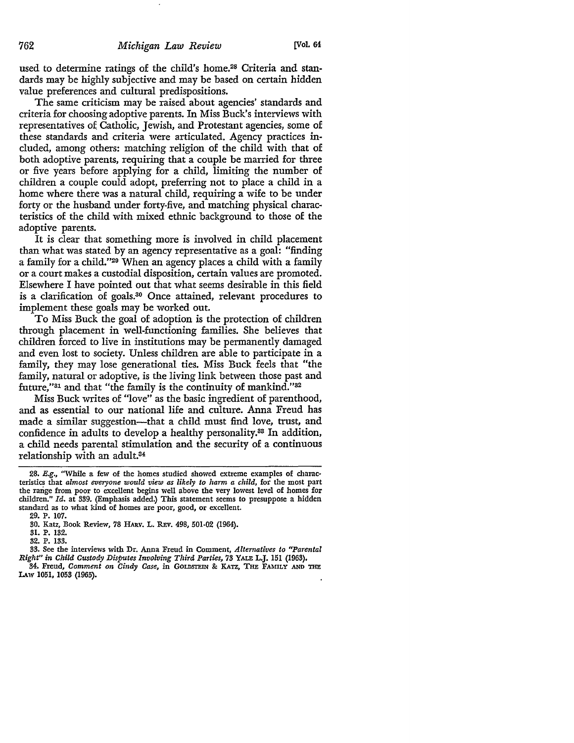used to determine ratings of the child's home.[28] Criteria and standards may be highly subjective and may be based on certain hidden value preferences and cultural predispositions.

The same criticism may be raised about agencies' standards and criteria for choosing adoptive parents. In Miss Buck's interviews with representatives of Catholic, Jewish, and Protestant agencies, some of these standards and criteria were articulated. Agency practices included, among others: matching religion of the child with that of both adoptive parents, requiring that a couple be married for three or five years before applying for a child, limiting the number of children a couple could adopt, preferring not to place a child in a home where there was a natural child, requiring a wife to be under forty or the husband under forty-five, and matching physical characteristics of the child with mixed ethnic background to those of the adoptive parents.

It is clear that something more is involved in child placement than what was stated by an agency representative as a goal: "finding a family for a child."[29] When an agency places a child with a family or a court makes a custodial disposition, certain values are promoted. Elsewhere I have pointed out that what seems desirable in this field is a clarification of goals.[30] Once attained, relevant procedures to implement these goals may be worked out.

To Miss Buck the goal of adoption is the protection of children through placement in well-functioning families. She believes that children forced to live in institutions may be permanently damaged and even lost to society. Unless children are able to participate in a family, they may lose generational ties. Miss Buck feels that "the family, natural or adoptive, is the living link between those past and future,"[31] and that "the family is the continuity of mankind."[32]

Miss Buck writes of "love" as the basic ingredient of parenthood, and as essential to our national life and culture. Anna Freud has made a similar suggestion—that a child must find love, trust, and confidence in adults to develop a healthy personality.[33] In addition, a child needs parental stimulation and the security of a continuous relationship with an adult.[34]

---

28. *E.g.*, "While a few of the homes studied showed extreme examples of characteristics that *almost everyone would view as likely to harm a child*, for the most part the range from poor to excellent begins well above the very lowest level of homes for children." *Id.* at 339. (Emphasis added.) This statement seems to presuppose a hidden standard as to what kind of homes are poor, good, or excellent.

29. P. 107.

30. Katz, Book Review, 78 HARV. L. REV. 498, 501-02 (1964).

31. P. 132.

32. P. 133.

33. See the interviews with Dr. Anna Freud in Comment, *Alternatives to "Parental Right" in Child Custody Disputes Involving Third Parties*, 73 YALE L.J. 151 (1963).

34. Freud, *Comment on Cindy Case*, in GOLDSTEIN & KATZ, THE FAMILY AND THE LAW 1051, 1053 (1965).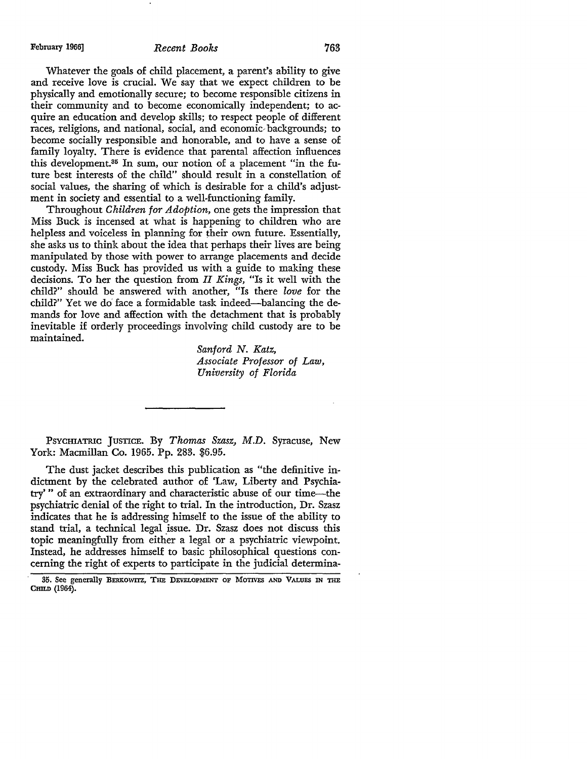Whatever the goals of child placement, a parent's ability to give and receive love is crucial. We say that we expect children to be physically and emotionally secure; to become responsible citizens in their community and to become economically independent; to acquire an education and develop skills; to respect people of different races, religions, and national, social, and economic backgrounds; to become socially responsible and honorable, and to have a sense of family loyalty. There is evidence that parental affection influences this development.[35] In sum, our notion of a placement "in the future best interests of the child" should result in a constellation of social values, the sharing of which is desirable for a child's adjustment in society and essential to a well-functioning family.

Throughout *Children for Adoption*, one gets the impression that Miss Buck is incensed at what is happening to children who are helpless and voiceless in planning for their own future. Essentially, she asks us to think about the idea that perhaps their lives are being manipulated by those with power to arrange placements and decide custody. Miss Buck has provided us with a guide to making these decisions. To her the question from *II Kings*, "Is it well with the child?" should be answered with another, "Is there *love* for the child?" Yet we do face a formidable task indeed—balancing the demands for love and affection with the detachment that is probably inevitable if orderly proceedings involving child custody are to be maintained.

*Sanford N. Katz,*
*Associate Professor of Law,*
*University of Florida*

---

PSYCHIATRIC JUSTICE. By *Thomas Szasz, M.D.* Syracuse, New York: Macmillan Co. 1965. Pp. 283. $6.95.

The dust jacket describes this publication as "the definitive indictment by the celebrated author of 'Law, Liberty and Psychiatry' " of an extraordinary and characteristic abuse of our time—the psychiatric denial of the right to trial. In the introduction, Dr. Szasz indicates that he is addressing himself to the issue of the ability to stand trial, a technical legal issue. Dr. Szasz does not discuss this topic meaningfully from either a legal or a psychiatric viewpoint. Instead, he addresses himself to basic philosophical questions concerning the right of experts to participate in the judicial determina-

35. See generally BERKOWITZ, THE DEVELOPMENT OF MOTIVES AND VALUES IN THE CHILD (1964).